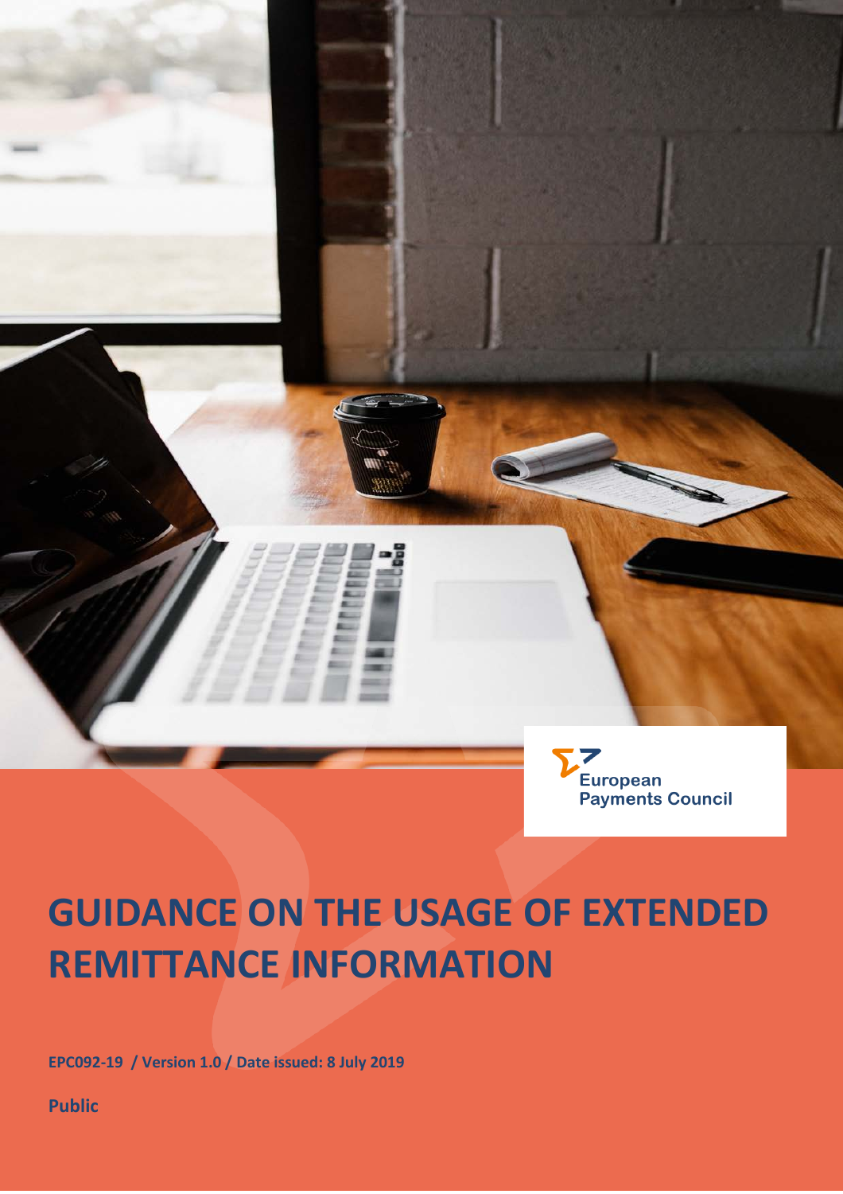European Payments Council

# GUIDANCE ON THE USAGE OF EXTENDED REMITTANCE INFORMATION

**EPC092-19 / Version 1.0 / Date issued: 8 July 2019**

**Public**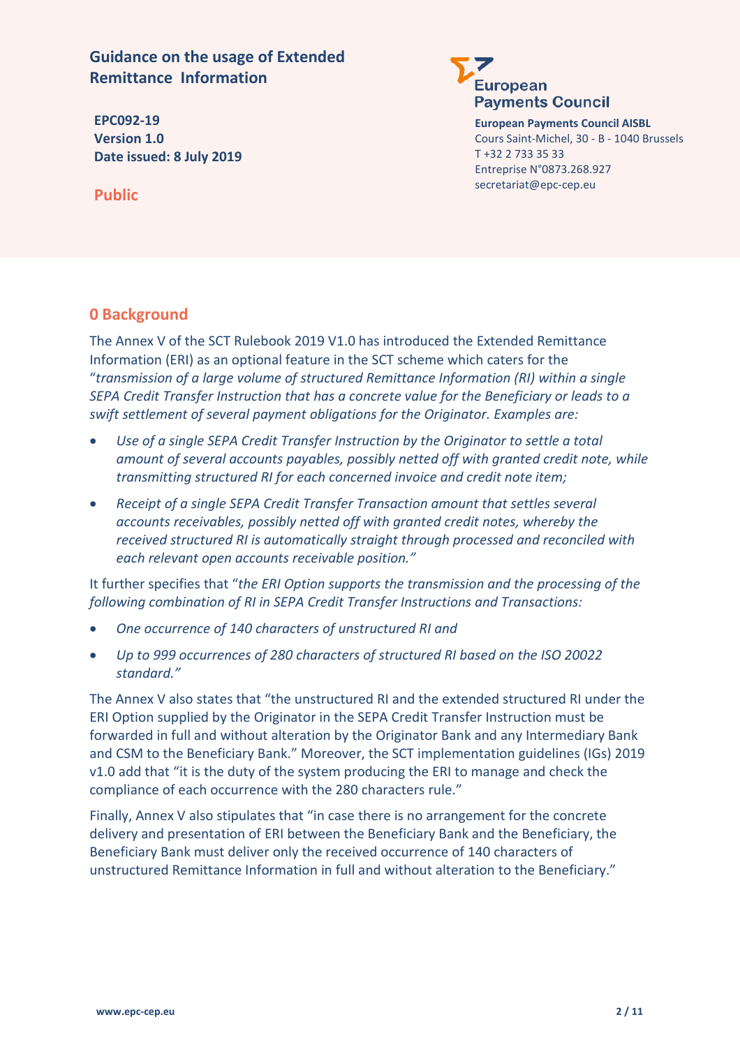**Guidance on the usage of Extended Remittance Information**

**EPC092-19**
**Version 1.0**
**Date issued: 8 July 2019**

**Public**

**European Payments Council AISBL**
Cours Saint-Michel, 30 - B - 1040 Brussels
T +32 2 733 35 33
Entreprise N°0873.268.927
secretariat@epc-cep.eu

## 0 Background

The Annex V of the SCT Rulebook 2019 V1.0 has introduced the Extended Remittance Information (ERI) as an optional feature in the SCT scheme which caters for the "*transmission of a large volume of structured Remittance Information (RI) within a single SEPA Credit Transfer Instruction that has a concrete value for the Beneficiary or leads to a swift settlement of several payment obligations for the Originator. Examples are:*

- *Use of a single SEPA Credit Transfer Instruction by the Originator to settle a total amount of several accounts payables, possibly netted off with granted credit note, while transmitting structured RI for each concerned invoice and credit note item;*
- *Receipt of a single SEPA Credit Transfer Transaction amount that settles several accounts receivables, possibly netted off with granted credit notes, whereby the received structured RI is automatically straight through processed and reconciled with each relevant open accounts receivable position."*

It further specifies that "*the ERI Option supports the transmission and the processing of the following combination of RI in SEPA Credit Transfer Instructions and Transactions:*

- *One occurrence of 140 characters of unstructured RI and*
- *Up to 999 occurrences of 280 characters of structured RI based on the ISO 20022 standard."*

The Annex V also states that "the unstructured RI and the extended structured RI under the ERI Option supplied by the Originator in the SEPA Credit Transfer Instruction must be forwarded in full and without alteration by the Originator Bank and any Intermediary Bank and CSM to the Beneficiary Bank." Moreover, the SCT implementation guidelines (IGs) 2019 v1.0 add that "it is the duty of the system producing the ERI to manage and check the compliance of each occurrence with the 280 characters rule."

Finally, Annex V also stipulates that "in case there is no arrangement for the concrete delivery and presentation of ERI between the Beneficiary Bank and the Beneficiary, the Beneficiary Bank must deliver only the received occurrence of 140 characters of unstructured Remittance Information in full and without alteration to the Beneficiary."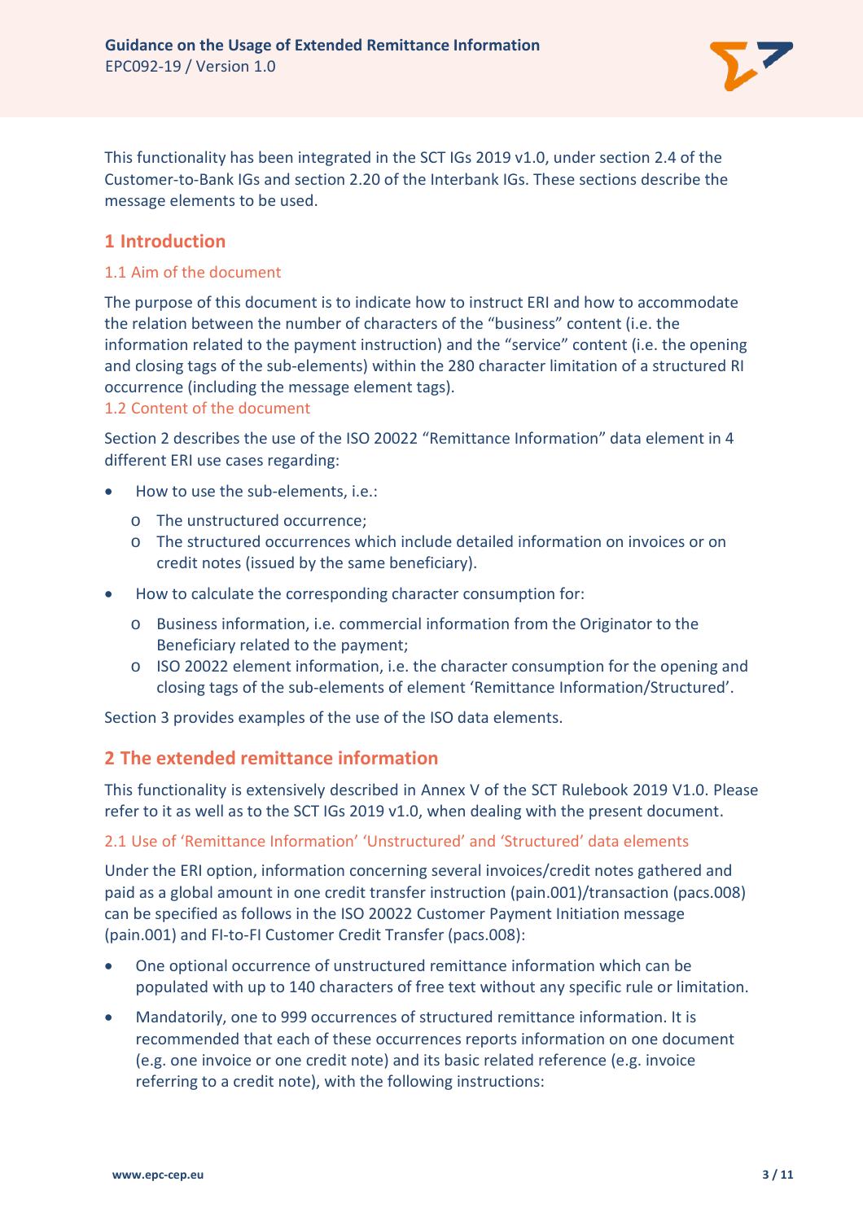This functionality has been integrated in the SCT IGs 2019 v1.0, under section 2.4 of the Customer-to-Bank IGs and section 2.20 of the Interbank IGs. These sections describe the message elements to be used.

# 1 Introduction

## 1.1 Aim of the document

The purpose of this document is to indicate how to instruct ERI and how to accommodate the relation between the number of characters of the "business" content (i.e. the information related to the payment instruction) and the "service" content (i.e. the opening and closing tags of the sub-elements) within the 280 character limitation of a structured RI occurrence (including the message element tags).

## 1.2 Content of the document

Section 2 describes the use of the ISO 20022 "Remittance Information" data element in 4 different ERI use cases regarding:

- How to use the sub-elements, i.e.:
  - The unstructured occurrence;
  - The structured occurrences which include detailed information on invoices or on credit notes (issued by the same beneficiary).
- How to calculate the corresponding character consumption for:
  - Business information, i.e. commercial information from the Originator to the Beneficiary related to the payment;
  - ISO 20022 element information, i.e. the character consumption for the opening and closing tags of the sub-elements of element 'Remittance Information/Structured'.

Section 3 provides examples of the use of the ISO data elements.

# 2 The extended remittance information

This functionality is extensively described in Annex V of the SCT Rulebook 2019 V1.0. Please refer to it as well as to the SCT IGs 2019 v1.0, when dealing with the present document.

## 2.1 Use of 'Remittance Information' 'Unstructured' and 'Structured' data elements

Under the ERI option, information concerning several invoices/credit notes gathered and paid as a global amount in one credit transfer instruction (pain.001)/transaction (pacs.008) can be specified as follows in the ISO 20022 Customer Payment Initiation message (pain.001) and FI-to-FI Customer Credit Transfer (pacs.008):

- One optional occurrence of unstructured remittance information which can be populated with up to 140 characters of free text without any specific rule or limitation.
- Mandatorily, one to 999 occurrences of structured remittance information. It is recommended that each of these occurrences reports information on one document (e.g. one invoice or one credit note) and its basic related reference (e.g. invoice referring to a credit note), with the following instructions: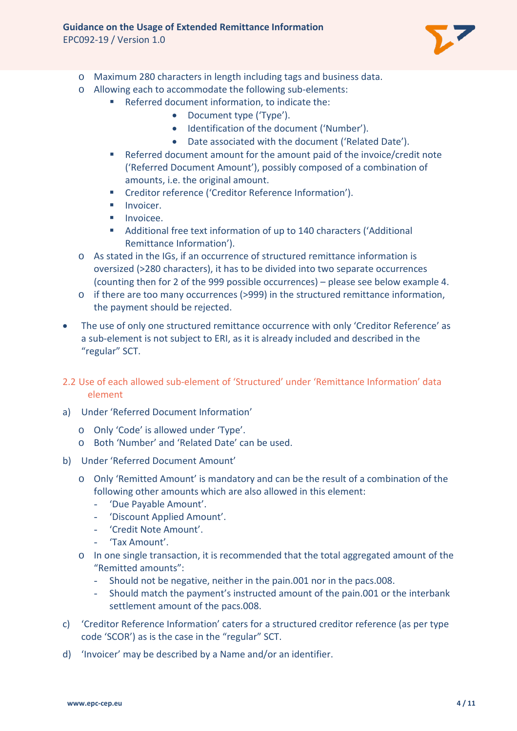- Maximum 280 characters in length including tags and business data.
  - Allowing each to accommodate the following sub-elements:
    - Referred document information, to indicate the:
      - Document type ('Type').
      - Identification of the document ('Number').
      - Date associated with the document ('Related Date').
    - Referred document amount for the amount paid of the invoice/credit note ('Referred Document Amount'), possibly composed of a combination of amounts, i.e. the original amount.
    - Creditor reference ('Creditor Reference Information').
    - Invoicer.
    - Invoicee.
    - Additional free text information of up to 140 characters ('Additional Remittance Information').
  - As stated in the IGs, if an occurrence of structured remittance information is oversized (>280 characters), it has to be divided into two separate occurrences (counting then for 2 of the 999 possible occurrences) – please see below example 4.
  - if there are too many occurrences (>999) in the structured remittance information, the payment should be rejected.
- The use of only one structured remittance occurrence with only 'Creditor Reference' as a sub-element is not subject to ERI, as it is already included and described in the "regular" SCT.

## 2.2 Use of each allowed sub-element of 'Structured' under 'Remittance Information' data element

a) Under 'Referred Document Information'

- Only 'Code' is allowed under 'Type'.
- Both 'Number' and 'Related Date' can be used.

b) Under 'Referred Document Amount'

- Only 'Remitted Amount' is mandatory and can be the result of a combination of the following other amounts which are also allowed in this element:
  - 'Due Payable Amount'.
  - 'Discount Applied Amount'.
  - 'Credit Note Amount'.
  - 'Tax Amount'.
- In one single transaction, it is recommended that the total aggregated amount of the "Remitted amounts":
  - Should not be negative, neither in the pain.001 nor in the pacs.008.
  - Should match the payment's instructed amount of the pain.001 or the interbank settlement amount of the pacs.008.

c) 'Creditor Reference Information' caters for a structured creditor reference (as per type code 'SCOR') as is the case in the "regular" SCT.

d) 'Invoicer' may be described by a Name and/or an identifier.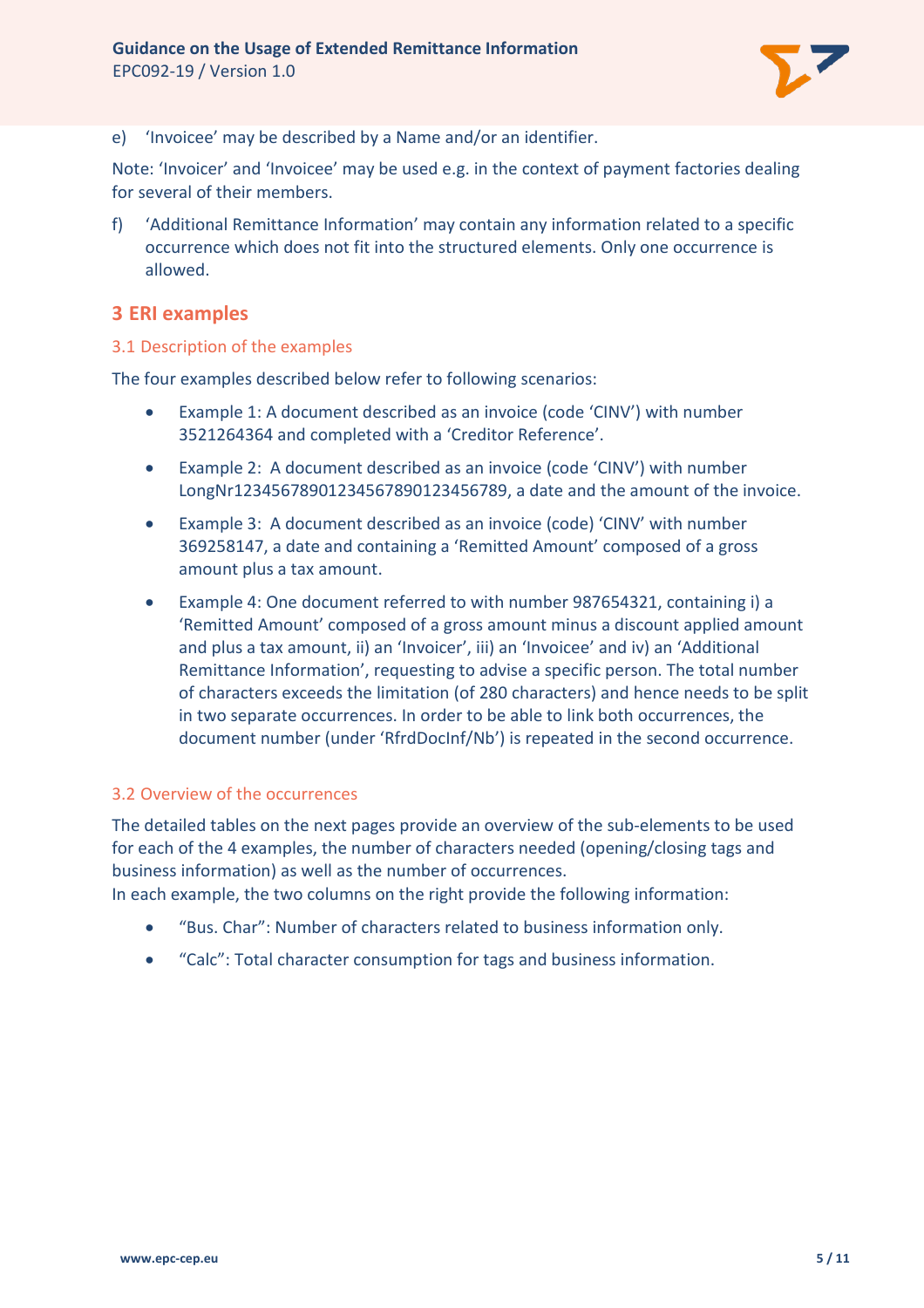e) 'Invoicee' may be described by a Name and/or an identifier.

Note: 'Invoicer' and 'Invoicee' may be used e.g. in the context of payment factories dealing for several of their members.

f) 'Additional Remittance Information' may contain any information related to a specific occurrence which does not fit into the structured elements. Only one occurrence is allowed.

# 3 ERI examples

## 3.1 Description of the examples

The four examples described below refer to following scenarios:

- Example 1: A document described as an invoice (code 'CINV') with number 3521264364 and completed with a 'Creditor Reference'.
- Example 2: A document described as an invoice (code 'CINV') with number LongNr1234567890123456789012345678­9, a date and the amount of the invoice.
- Example 3: A document described as an invoice (code) 'CINV' with number 369258147, a date and containing a 'Remitted Amount' composed of a gross amount plus a tax amount.
- Example 4: One document referred to with number 987654321, containing i) a 'Remitted Amount' composed of a gross amount minus a discount applied amount and plus a tax amount, ii) an 'Invoicer', iii) an 'Invoicee' and iv) an 'Additional Remittance Information', requesting to advise a specific person. The total number of characters exceeds the limitation (of 280 characters) and hence needs to be split in two separate occurrences. In order to be able to link both occurrences, the document number (under 'RfrdDocInf/Nb') is repeated in the second occurrence.

## 3.2 Overview of the occurrences

The detailed tables on the next pages provide an overview of the sub-elements to be used for each of the 4 examples, the number of characters needed (opening/closing tags and business information) as well as the number of occurrences.
In each example, the two columns on the right provide the following information:

- "Bus. Char": Number of characters related to business information only.
- "Calc": Total character consumption for tags and business information.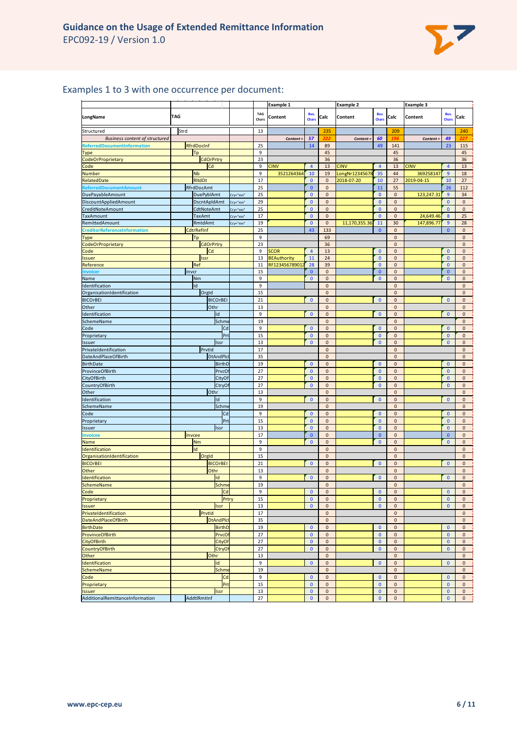## Examples 1 to 3 with one occurrence per document:

| LongName | TAG | | TAG Chars | Example 1 Content | Bus. Chars | Calc | Example 2 Content | Bus. Chars | Calc | Example 3 Content | Bus. Chars | Calc |
|---|---|---|---|---|---|---|---|---|---|---|---|---|
| Structured | Strd | | 13 | | | 235 | | | 209 | | | 240 |
| *Business content of structured* | | | | *Content =* | *57* | *222* | *Content =* | *60* | *196* | *Content =* | *49* | *227* |
| ReferredDocumentInformation | RfrdDocInf | | 25 | | 14 | 89 | | 49 | 141 | | 23 | 115 |
| Type | Tp | | 9 | | | 45 | | | 45 | | | 45 |
| CodeOrProprietary | CdOrPrtry | | 23 | | | 36 | | | 36 | | | 36 |
| Code | Cd | | 9 | CINV | 4 | 13 | CINV | 4 | 13 | CINV | 4 | 13 |
| Number | Nb | | 9 | 3521264364 | 10 | 19 | LongNr12345678 | 35 | 44 | 369258147 | 9 | 18 |
| RelatedDate | RltdDt | | 17 | | 0 | 0 | 2018-07-20 | 10 | 27 | 2019-04-15 | 10 | 27 |
| ReferredDocumentAmount | RfrdDocAmt | | 25 | | 0 | 0 | | 11 | 55 | | 26 | 112 |
| DuePayableAmount | DuePyblAmt | Ccy="xxx" | 25 | | 0 | 0 | | 0 | 0 | 123,247.31 | 9 | 34 |
| DiscountAppliedAmount | DscntApldAmt | Ccy="xxx" | 29 | | 0 | 0 | | 0 | 0 | | 0 | 0 |
| CreditNoteAmount | CdtNoteAmt | Ccy="xxx" | 25 | | 0 | 0 | | 0 | 0 | | 0 | 0 |
| TaxAmount | TaxAmt | Ccy="xxx" | 17 | | 0 | 0 | | 0 | 0 | 24,649.46 | 8 | 25 |
| RemittedAmount | RmtdAmt | Ccy="xxx" | 19 | | 0 | 0 | 11,170,355.36 | 11 | 30 | 147,896.77 | 9 | 28 |
| CreditorReferenceInformation | CdtrRefInf | | 25 | | 43 | 133 | | 0 | 0 | | 0 | 0 |
| Type | Tp | | 9 | | | 69 | | | 0 | | | 0 |
| CodeOrProprietary | CdOrPrtry | | 23 | | | 36 | | | 0 | | | 0 |
| Code | Cd | | 9 | SCOR | 4 | 13 | | 0 | 0 | | 0 | 0 |
| Issuer | Issr | | 13 | BEAuthority | 11 | 24 | | 0 | 0 | | 0 | 0 |
| Reference | Ref | | 11 | RF123456789012 | 28 | 39 | | 0 | 0 | | 0 | 0 |
| Invoicer | Invcr | | 15 | | 0 | 0 | | 0 | 0 | | 0 | 0 |
| Name | Nm | | 9 | | 0 | 0 | | 0 | 0 | | 0 | 0 |
| Identification | Id | | 9 | | | 0 | | | 0 | | | 0 |
| OrganisationIdentification | OrgId | | 15 | | | 0 | | | 0 | | | 0 |
| BICOrBEI | BICOrBEI | | 21 | | 0 | 0 | | 0 | 0 | | 0 | 0 |
| Other | Othr | | 13 | | | 0 | | | 0 | | | 0 |
| Identification | Id | | 9 | | 0 | 0 | | 0 | 0 | | 0 | 0 |
| SchemeName | SchmeNm | | 19 | | | 0 | | | 0 | | | 0 |
| Code | Cd | | 9 | | 0 | 0 | | 0 | 0 | | 0 | 0 |
| Proprietary | Prtry | | 15 | | 0 | 0 | | 0 | 0 | | 0 | 0 |
| Issuer | Issr | | 13 | | 0 | 0 | | 0 | 0 | | 0 | 0 |
| PrivateIdentification | PrvtId | | 17 | | | 0 | | | 0 | | | 0 |
| DateAndPlaceOfBirth | DtAndPlcOfBirth | | 35 | | | 0 | | | 0 | | | 0 |
| BirthDate | BirthDt | | 19 | | 0 | 0 | | 0 | 0 | | 0 | 0 |
| ProvinceOfBirth | PrvcOfBirth | | 27 | | 0 | 0 | | 0 | 0 | | 0 | 0 |
| CityOfBirth | CityOfBirth | | 27 | | 0 | 0 | | 0 | 0 | | 0 | 0 |
| CountryOfBirth | CtryOfBirth | | 27 | | 0 | 0 | | 0 | 0 | | 0 | 0 |
| Other | Othr | | 13 | | | 0 | | | 0 | | | 0 |
| Identification | Id | | 9 | | 0 | 0 | | 0 | 0 | | 0 | 0 |
| SchemeName | SchmeNm | | 19 | | | 0 | | | 0 | | | 0 |
| Code | Cd | | 9 | | 0 | 0 | | 0 | 0 | | 0 | 0 |
| Proprietary | Prtry | | 15 | | 0 | 0 | | 0 | 0 | | 0 | 0 |
| Issuer | Issr | | 13 | | 0 | 0 | | 0 | 0 | | 0 | 0 |
| Invoicee | Invcee | | 17 | | 0 | 0 | | 0 | 0 | | 0 | 0 |
| Name | Nm | | 9 | | 0 | 0 | | 0 | 0 | | 0 | 0 |
| Identification | Id | | 9 | | | 0 | | | 0 | | | 0 |
| OrganisationIdentification | OrgId | | 15 | | | 0 | | | 0 | | | 0 |
| BICOrBEI | BICOrBEI | | 21 | | 0 | 0 | | 0 | 0 | | 0 | 0 |
| Other | Othr | | 13 | | | 0 | | | 0 | | | 0 |
| Identification | Id | | 9 | | 0 | 0 | | 0 | 0 | | 0 | 0 |
| SchemeName | SchmeNm | | 19 | | | 0 | | | 0 | | | 0 |
| Code | Cd | | 9 | | 0 | 0 | | 0 | 0 | | 0 | 0 |
| Proprietary | Prtry | | 15 | | 0 | 0 | | 0 | 0 | | 0 | 0 |
| Issuer | Issr | | 13 | | 0 | 0 | | 0 | 0 | | 0 | 0 |
| PrivateIdentification | PrvtId | | 17 | | | 0 | | | 0 | | | 0 |
| DateAndPlaceOfBirth | DtAndPlcOfBirth | | 35 | | | 0 | | | 0 | | | 0 |
| BirthDate | BirthDt | | 19 | | 0 | 0 | | 0 | 0 | | 0 | 0 |
| ProvinceOfBirth | PrvcOfBirth | | 27 | | 0 | 0 | | 0 | 0 | | 0 | 0 |
| CityOfBirth | CityOfBirth | | 27 | | 0 | 0 | | 0 | 0 | | 0 | 0 |
| CountryOfBirth | CtryOfBirth | | 27 | | 0 | 0 | | 0 | 0 | | 0 | 0 |
| Other | Othr | | 13 | | | 0 | | | 0 | | | 0 |
| Identification | Id | | 9 | | 0 | 0 | | 0 | 0 | | 0 | 0 |
| SchemeName | SchmeNm | | 19 | | | 0 | | | 0 | | | 0 |
| Code | Cd | | 9 | | 0 | 0 | | 0 | 0 | | 0 | 0 |
| Proprietary | Prtry | | 15 | | 0 | 0 | | 0 | 0 | | 0 | 0 |
| Issuer | Issr | | 13 | | 0 | 0 | | 0 | 0 | | 0 | 0 |
| AdditionalRemittanceInformation | AddtlRmtInf | | 27 | | 0 | 0 | | 0 | 0 | | 0 | 0 |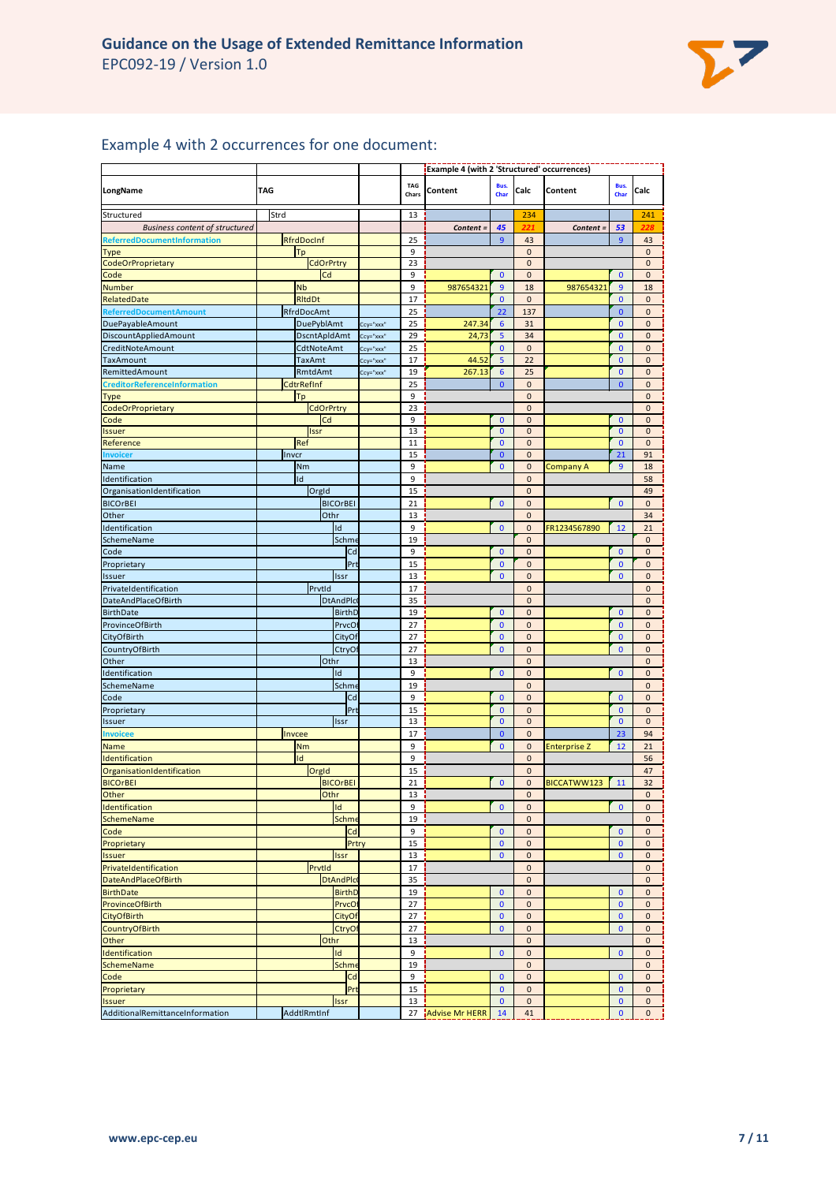## Example 4 with 2 occurrences for one document:

| LongName | TAG | | TAG Chars | Example 4 (with 2 'Structured' occurrences) Content | Bus. Char | Calc | Content | Bus. Char | Calc |
|---|---|---|---|---|---|---|---|---|---|
| Structured | Strd | | 13 | | | 234 | | | 241 |
| *Business content of structured* | | | | *Content =* | *45* | *221* | *Content =* | *53* | *228* |
| ReferredDocumentInformation | RfrdDocInf | | 25 | | 9 | 43 | | 9 | 43 |
| Type | Tp | | 9 | | | 0 | | | 0 |
| CodeOrProprietary | CdOrPrtry | | 23 | | | 0 | | | 0 |
| Code | Cd | | 9 | | 0 | 0 | | 0 | 0 |
| Number | Nb | | 9 | 987654321 | 9 | 18 | 987654321 | 9 | 18 |
| RelatedDate | RltdDt | | 17 | | 0 | 0 | | 0 | 0 |
| ReferredDocumentAmount | RfrdDocAmt | | 25 | | 22 | 137 | | 0 | 0 |
| DuePayableAmount | DuePyblAmt | Ccy="xxx" | 25 | 247.34 | 6 | 31 | | 0 | 0 |
| DiscountAppliedAmount | DscntApldAmt | Ccy="xxx" | 29 | 24,73 | 5 | 34 | | 0 | 0 |
| CreditNoteAmount | CdtNoteAmt | Ccy="xxx" | 25 | | 0 | 0 | | 0 | 0 |
| TaxAmount | TaxAmt | Ccy="xxx" | 17 | 44.52 | 5 | 22 | | 0 | 0 |
| RemittedAmount | RmtdAmt | Ccy="xxx" | 19 | 267.13 | 6 | 25 | | 0 | 0 |
| CreditorReferenceInformation | CdtrRefInf | | 25 | | 0 | 0 | | 0 | 0 |
| Type | Tp | | 9 | | | 0 | | | 0 |
| CodeOrProprietary | CdOrPrtry | | 23 | | | 0 | | | 0 |
| Code | Cd | | 9 | | 0 | 0 | | 0 | 0 |
| Issuer | Issr | | 13 | | 0 | 0 | | 0 | 0 |
| Reference | Ref | | 11 | | 0 | 0 | | 0 | 0 |
| Invoicer | Invcr | | 15 | | 0 | 0 | | 21 | 91 |
| Name | Nm | | 9 | | 0 | 0 | Company A | 9 | 18 |
| Identification | Id | | 9 | | | 0 | | | 58 |
| OrganisationIdentification | OrgId | | 15 | | | 0 | | | 49 |
| BICOrBEI | BICOrBEI | | 21 | | 0 | 0 | | 0 | 0 |
| Other | Othr | | 13 | | | 0 | | | 34 |
| Identification | Id | | 9 | | 0 | 0 | FR1234567890 | 12 | 21 |
| SchemeName | Schme | | 19 | | | 0 | | | 0 |
| Code | Cd | | 9 | | 0 | 0 | | 0 | 0 |
| Proprietary | Prt | | 15 | | 0 | 0 | | 0 | 0 |
| Issuer | Issr | | 13 | | 0 | 0 | | 0 | 0 |
| PrivateIdentification | PrvtId | | 17 | | | 0 | | | 0 |
| DateAndPlaceOfBirth | DtAndPlcO | | 35 | | | 0 | | | 0 |
| BirthDate | BirthD | | 19 | | 0 | 0 | | 0 | 0 |
| ProvinceOfBirth | PrvcOf | | 27 | | 0 | 0 | | 0 | 0 |
| CityOfBirth | CityOf | | 27 | | 0 | 0 | | 0 | 0 |
| CountryOfBirth | CtryOf | | 27 | | 0 | 0 | | 0 | 0 |
| Other | Othr | | 13 | | | 0 | | | 0 |
| Identification | Id | | 9 | | 0 | 0 | | 0 | 0 |
| SchemeName | Schme | | 19 | | | 0 | | | 0 |
| Code | Cd | | 9 | | 0 | 0 | | 0 | 0 |
| Proprietary | Prt | | 15 | | 0 | 0 | | 0 | 0 |
| Issuer | Issr | | 13 | | 0 | 0 | | 0 | 0 |
| Invoicee | Invcee | | 17 | | 0 | 0 | | 23 | 94 |
| Name | Nm | | 9 | | 0 | 0 | Enterprise Z | 12 | 21 |
| Identification | Id | | 9 | | | 0 | | | 56 |
| OrganisationIdentification | OrgId | | 15 | | | 0 | | | 47 |
| BICOrBEI | BICOrBEI | | 21 | | 0 | 0 | BICCATWW123 | 11 | 32 |
| Other | Othr | | 13 | | | 0 | | | 0 |
| Identification | Id | | 9 | | 0 | 0 | | 0 | 0 |
| SchemeName | Schme | | 19 | | | 0 | | | 0 |
| Code | Cd | | 9 | | 0 | 0 | | 0 | 0 |
| Proprietary | Prtry | | 15 | | 0 | 0 | | 0 | 0 |
| Issuer | Issr | | 13 | | 0 | 0 | | 0 | 0 |
| PrivateIdentification | PrvtId | | 17 | | | 0 | | | 0 |
| DateAndPlaceOfBirth | DtAndPlcO | | 35 | | | 0 | | | 0 |
| BirthDate | BirthD | | 19 | | 0 | 0 | | 0 | 0 |
| ProvinceOfBirth | PrvcOf | | 27 | | 0 | 0 | | 0 | 0 |
| CityOfBirth | CityOf | | 27 | | 0 | 0 | | 0 | 0 |
| CountryOfBirth | CtryOf | | 27 | | 0 | 0 | | 0 | 0 |
| Other | Othr | | 13 | | | 0 | | | 0 |
| Identification | Id | | 9 | | 0 | 0 | | 0 | 0 |
| SchemeName | Schme | | 19 | | | 0 | | | 0 |
| Code | Cd | | 9 | | 0 | 0 | | 0 | 0 |
| Proprietary | Prt | | 15 | | 0 | 0 | | 0 | 0 |
| Issuer | Issr | | 13 | | 0 | 0 | | 0 | 0 |
| AdditionalRemittanceInformation | AddtlRmtInf | | 27 | Advise Mr HERR | 14 | 41 | | 0 | 0 |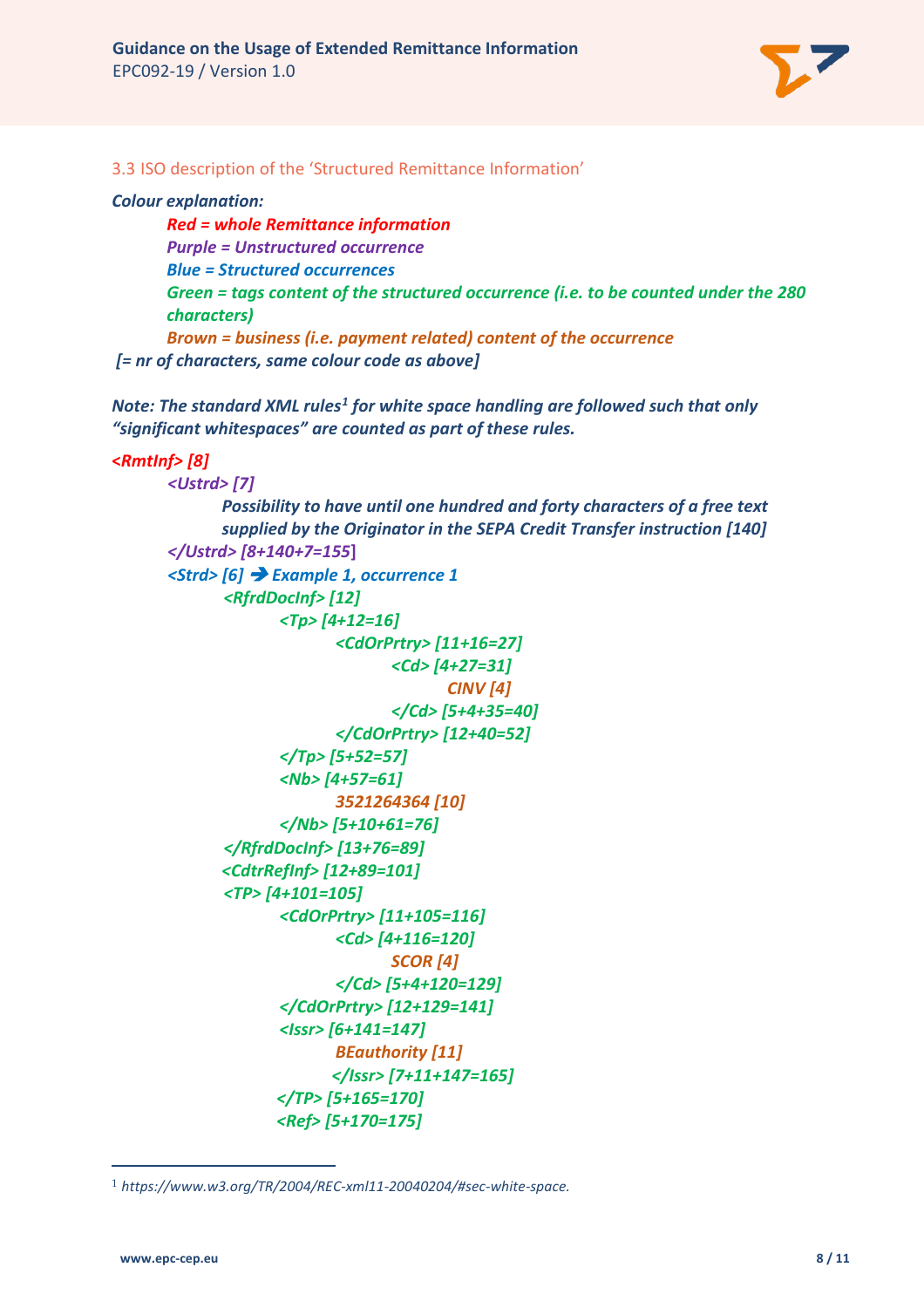### 3.3 ISO description of the 'Structured Remittance Information'

***Colour explanation:***

> ***Red = whole Remittance information***
> ***Purple = Unstructured occurrence***
> ***Blue = Structured occurrences***
> ***Green = tags content of the structured occurrence (i.e. to be counted under the 280 characters)***
> ***Brown = business (i.e. payment related) content of the occurrence***

***[= nr of characters, same colour code as above]***

***Note: The standard XML rules[1] for white space handling are followed such that only "significant whitespaces" are counted as part of these rules.***

```
<RmtInf> [8]
    <Ustrd> [7]
        Possibility to have until one hundred and forty characters of a free text
        supplied by the Originator in the SEPA Credit Transfer instruction [140]
    </Ustrd> [8+140+7=155]
    <Strd> [6] → Example 1, occurrence 1
        <RfrdDocInf> [12]
            <Tp> [4+12=16]
                <CdOrPrtry> [11+16=27]
                    <Cd> [4+27=31]
                        CINV [4]
                    </Cd> [5+4+35=40]
                </CdOrPrtry> [12+40=52]
            </Tp> [5+52=57]
            <Nb> [4+57=61]
                3521264364 [10]
            </Nb> [5+10+61=76]
        </RfrdDocInf> [13+76=89]
        <CdtrRefInf> [12+89=101]
        <TP> [4+101=105]
            <CdOrPrtry> [11+105=116]
                <Cd> [4+116=120]
                    SCOR [4]
                </Cd> [5+4+120=129]
            </CdOrPrtry> [12+129=141]
            <Issr> [6+141=147]
                BEauthority [11]
                </Issr> [7+11+147=165]
            </TP> [5+165=170]
            <Ref> [5+170=175]
```

[1] https://www.w3.org/TR/2004/REC-xml11-20040204/#sec-white-space.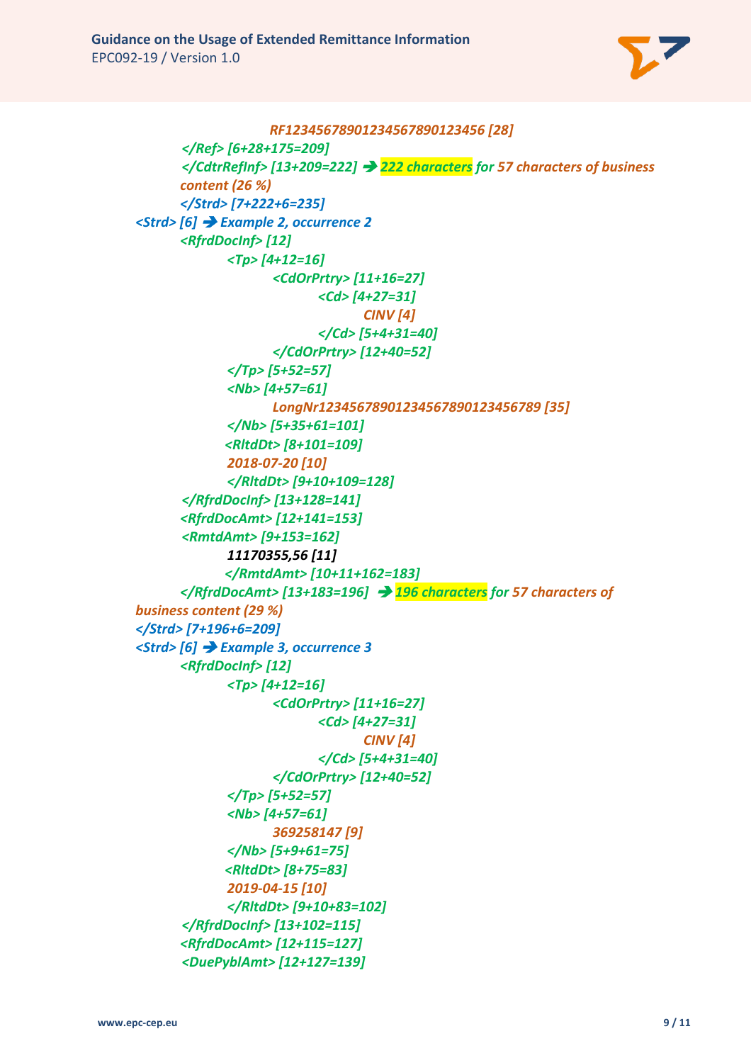RF12345678901234567890123456 [28]
</Ref> [6+28+175=209]
</CdtrRefInf> [13+209=222] ➔ 222 characters for 57 characters of business content (26 %)
</Strd> [7+222+6=235]
<Strd> [6] ➔ Example 2, occurrence 2
<RfrdDocInf> [12]
<Tp> [4+12=16]
<CdOrPrtry> [11+16=27]
<Cd> [4+27=31]
CINV [4]
</Cd> [5+4+31=40]
</CdOrPrtry> [12+40=52]
</Tp> [5+52=57]
<Nb> [4+57=61]
LongNr12345678901234567890123456789 [35]
</Nb> [5+35+61=101]
<RltdDt> [8+101=109]
2018-07-20 [10]
</RltdDt> [9+10+109=128]
</RfrdDocInf> [13+128=141]
<RfrdDocAmt> [12+141=153]
<RmtdAmt> [9+153=162]
11170355,56 [11]
</RmtdAmt> [10+11+162=183]
</RfrdDocAmt> [13+183=196] ➔ 196 characters for 57 characters of business content (29 %)
</Strd> [7+196+6=209]
<Strd> [6] ➔ Example 3, occurrence 3
<RfrdDocInf> [12]
<Tp> [4+12=16]
<CdOrPrtry> [11+16=27]
<Cd> [4+27=31]
CINV [4]
</Cd> [5+4+31=40]
</CdOrPrtry> [12+40=52]
</Tp> [5+52=57]
<Nb> [4+57=61]
369258147 [9]
</Nb> [5+9+61=75]
<RltdDt> [8+75=83]
2019-04-15 [10]
</RltdDt> [9+10+83=102]
</RfrdDocInf> [13+102=115]
<RfrdDocAmt> [12+115=127]
<DuePyblAmt> [12+127=139]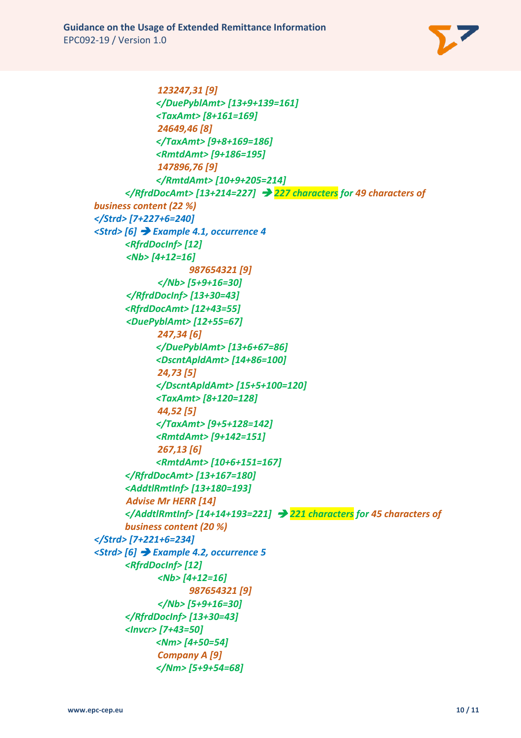*123247,31 [9]*

*</DuePyblAmt> [13+9+139=161]*

*<TaxAmt> [8+161=169]*

*24649,46 [8]*

*</TaxAmt> [9+8+169=186]*

*<RmtdAmt> [9+186=195]*

*147896,76 [9]*

*</RmtdAmt> [10+9+205=214]*

*</RfrdDocAmt> [13+214=227] ➔ 227 characters for 49 characters of business content (22 %)*

*</Strd> [7+227+6=240]*

*<Strd> [6] ➔ Example 4.1, occurrence 4*

*<RfrdDocInf> [12]*

*<Nb> [4+12=16]*

*987654321 [9]*

*</Nb> [5+9+16=30]*

*</RfrdDocInf> [13+30=43]*

*<RfrdDocAmt> [12+43=55]*

*<DuePyblAmt> [12+55=67]*

*247,34 [6]*

*</DuePyblAmt> [13+6+67=86]*

*<DscntApldAmt> [14+86=100]*

*24,73 [5]*

*</DscntApldAmt> [15+5+100=120]*

*<TaxAmt> [8+120=128]*

*44,52 [5]*

*</TaxAmt> [9+5+128=142]*

*<RmtdAmt> [9+142=151]*

*267,13 [6]*

*<RmtdAmt> [10+6+151=167]*

*</RfrdDocAmt> [13+167=180]*

*<AddtlRmtInf> [13+180=193]*

*Advise Mr HERR [14]*

*</AddtlRmtInf> [14+14+193=221] ➔ 221 characters for 45 characters of business content (20 %)*

*</Strd> [7+221+6=234]*

*<Strd> [6] ➔ Example 4.2, occurrence 5*

*<RfrdDocInf> [12]*

*<Nb> [4+12=16]*

*987654321 [9]*

*</Nb> [5+9+16=30]*

*</RfrdDocInf> [13+30=43]*

*<Invcr> [7+43=50]*

*<Nm> [4+50=54]*

*Company A [9]*

*</Nm> [5+9+54=68]*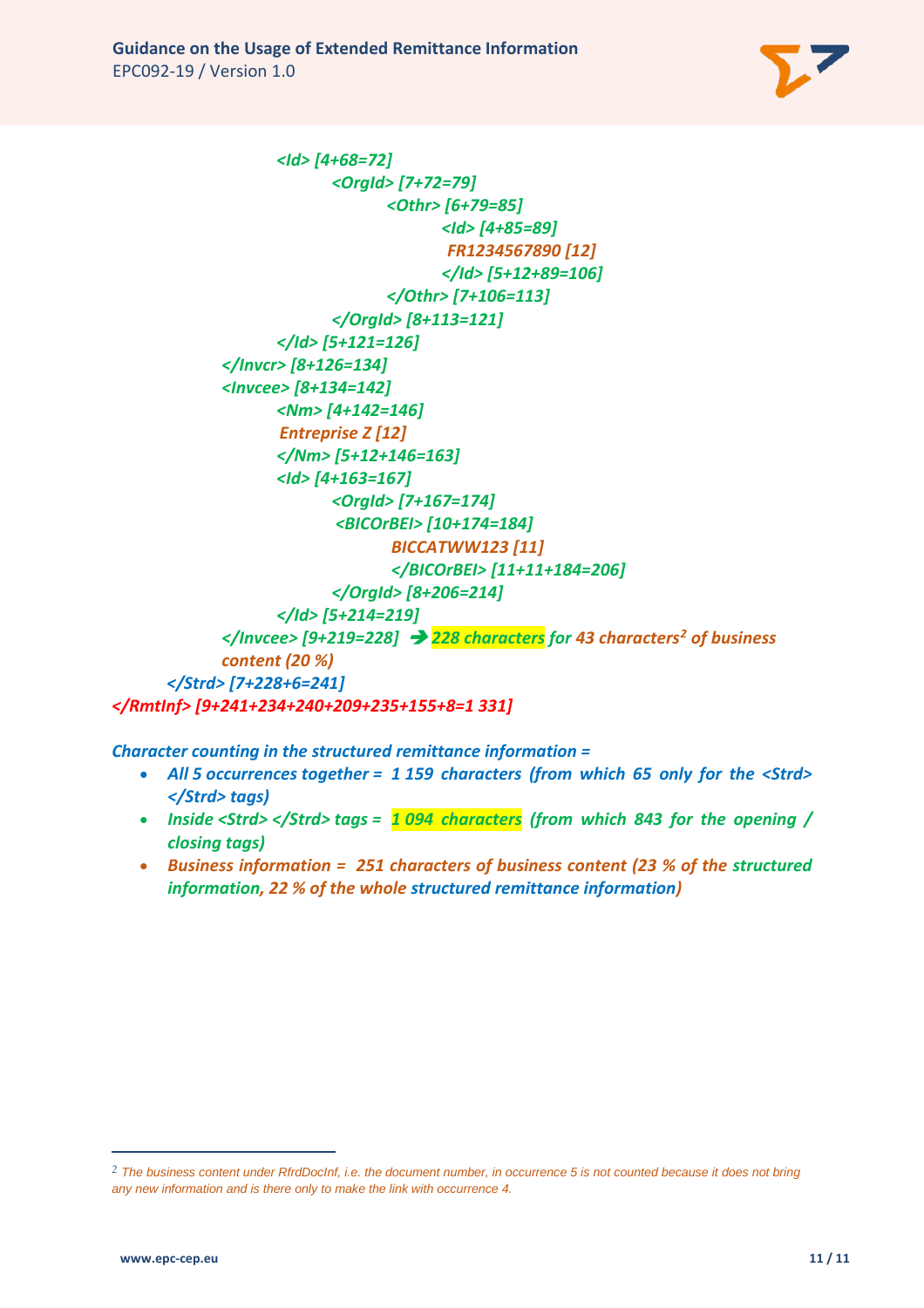*<Id> [4+68=72]*

*<OrgId> [7+72=79]*

*<Othr> [6+79=85]*

*<Id> [4+85=89]*

*FR1234567890 [12]*

*</Id> [5+12+89=106]*

*</Othr> [7+106=113]*

*</OrgId> [8+113=121]*

*</Id> [5+121=126]*

*</Invcr> [8+126=134]*

*<Invcee> [8+134=142]*

*<Nm> [4+142=146]*

*Entreprise Z [12]*

*</Nm> [5+12+146=163]*

*<Id> [4+163=167]*

*<OrgId> [7+167=174]*

*<BICOrBEI> [10+174=184]*

*BICCATWW123 [11]*

*</BICOrBEI> [11+11+184=206]*

*</OrgId> [8+206=214]*

*</Id> [5+214=219]*

*</Invcee> [9+219=228]* ➔ *228 characters for 43 characters[2] of business content (20 %)*

*</Strd> [7+228+6=241]*

*</RmtInf> [9+241+234+240+209+235+155+8=1 331]*

***Character counting in the structured remittance information =***

- ***All 5 occurrences together = 1 159 characters (from which 65 only for the <Strd> </Strd> tags)***
- ***Inside <Strd> </Strd> tags = 1 094 characters (from which 843 for the opening / closing tags)***
- ***Business information = 251 characters of business content (23 % of the structured information, 22 % of the whole structured remittance information)***

---

[2] *The business content under RfrdDocInf, i.e. the document number, in occurrence 5 is not counted because it does not bring any new information and is there only to make the link with occurrence 4.*